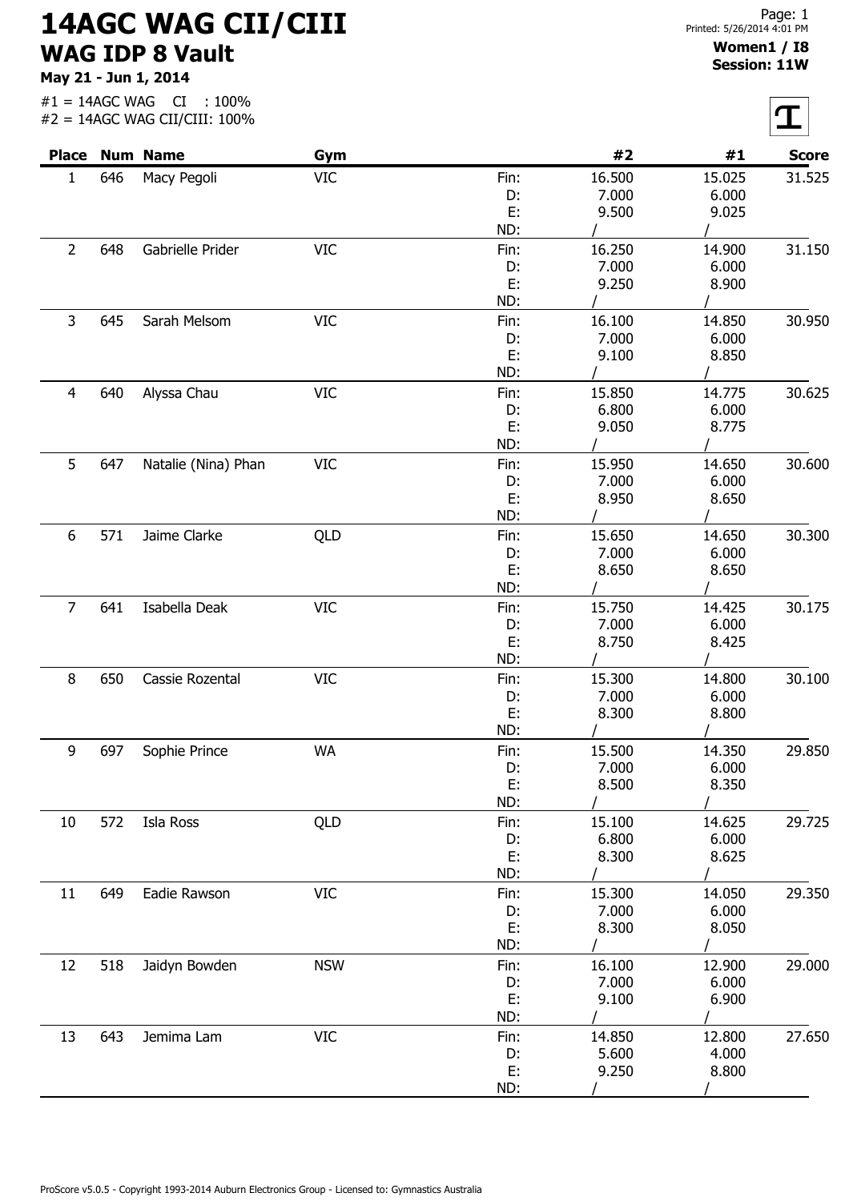# 14AGC WAG CII/CIII

## WAG IDP 8 Vault

**May 21 - Jun 1, 2014**

#1 = 14AGC WAG CI : 100%
#2 = 14AGC WAG CII/CIII: 100%

**Women1 / I8**
**Session: 11W**

| Place | Num | Name | Gym | | #2 | #1 | Score |
|---|---|---|---|---|---|---|---|
| 1 | 646 | Macy Pegoli | VIC | Fin: | 16.500 | 15.025 | 31.525 |
| | | | | D: | 7.000 | 6.000 | |
| | | | | E: | 9.500 | 9.025 | |
| | | | | ND: | / | / | |
| 2 | 648 | Gabrielle Prider | VIC | Fin: | 16.250 | 14.900 | 31.150 |
| | | | | D: | 7.000 | 6.000 | |
| | | | | E: | 9.250 | 8.900 | |
| | | | | ND: | / | / | |
| 3 | 645 | Sarah Melsom | VIC | Fin: | 16.100 | 14.850 | 30.950 |
| | | | | D: | 7.000 | 6.000 | |
| | | | | E: | 9.100 | 8.850 | |
| | | | | ND: | / | / | |
| 4 | 640 | Alyssa Chau | VIC | Fin: | 15.850 | 14.775 | 30.625 |
| | | | | D: | 6.800 | 6.000 | |
| | | | | E: | 9.050 | 8.775 | |
| | | | | ND: | / | / | |
| 5 | 647 | Natalie (Nina) Phan | VIC | Fin: | 15.950 | 14.650 | 30.600 |
| | | | | D: | 7.000 | 6.000 | |
| | | | | E: | 8.950 | 8.650 | |
| | | | | ND: | / | / | |
| 6 | 571 | Jaime Clarke | QLD | Fin: | 15.650 | 14.650 | 30.300 |
| | | | | D: | 7.000 | 6.000 | |
| | | | | E: | 8.650 | 8.650 | |
| | | | | ND: | / | / | |
| 7 | 641 | Isabella Deak | VIC | Fin: | 15.750 | 14.425 | 30.175 |
| | | | | D: | 7.000 | 6.000 | |
| | | | | E: | 8.750 | 8.425 | |
| | | | | ND: | / | / | |
| 8 | 650 | Cassie Rozental | VIC | Fin: | 15.300 | 14.800 | 30.100 |
| | | | | D: | 7.000 | 6.000 | |
| | | | | E: | 8.300 | 8.800 | |
| | | | | ND: | / | / | |
| 9 | 697 | Sophie Prince | WA | Fin: | 15.500 | 14.350 | 29.850 |
| | | | | D: | 7.000 | 6.000 | |
| | | | | E: | 8.500 | 8.350 | |
| | | | | ND: | / | / | |
| 10 | 572 | Isla Ross | QLD | Fin: | 15.100 | 14.625 | 29.725 |
| | | | | D: | 6.800 | 6.000 | |
| | | | | E: | 8.300 | 8.625 | |
| | | | | ND: | / | / | |
| 11 | 649 | Eadie Rawson | VIC | Fin: | 15.300 | 14.050 | 29.350 |
| | | | | D: | 7.000 | 6.000 | |
| | | | | E: | 8.300 | 8.050 | |
| | | | | ND: | / | / | |
| 12 | 518 | Jaidyn Bowden | NSW | Fin: | 16.100 | 12.900 | 29.000 |
| | | | | D: | 7.000 | 6.000 | |
| | | | | E: | 9.100 | 6.900 | |
| | | | | ND: | / | / | |
| 13 | 643 | Jemima Lam | VIC | Fin: | 14.850 | 12.800 | 27.650 |
| | | | | D: | 5.600 | 4.000 | |
| | | | | E: | 9.250 | 8.800 | |
| | | | | ND: | / | / | |

ProScore v5.0.5 - Copyright 1993-2014 Auburn Electronics Group - Licensed to: Gymnastics Australia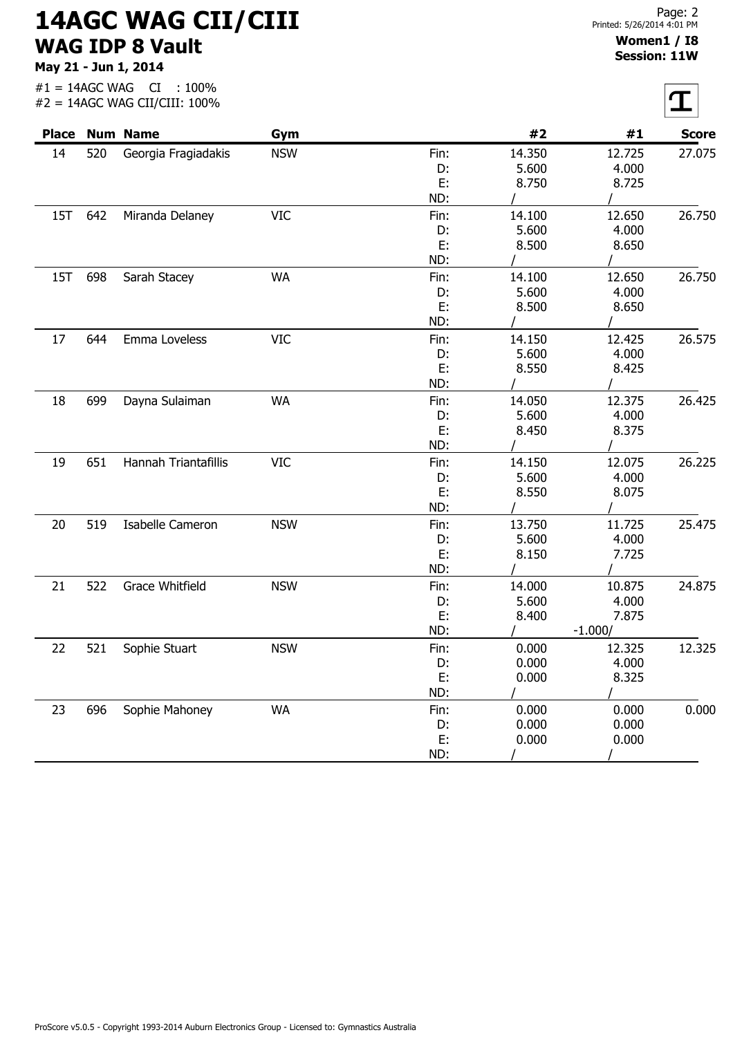# 14AGC WAG CII/CIII

## WAG IDP 8 Vault

**May 21 - Jun 1, 2014**

#1 = 14AGC WAG CI : 100%
#2 = 14AGC WAG CII/CIII: 100%

**Women1 / I8**
**Session: 11W**

| Place | Num | Name | Gym | | #2 | #1 | Score |
|---|---|---|---|---|---|---|---|
| 14 | 520 | Georgia Fragiadakis | NSW | Fin: | 14.350 | 12.725 | 27.075 |
| | | | | D: | 5.600 | 4.000 | |
| | | | | E: | 8.750 | 8.725 | |
| | | | | ND: | / | / | |
| 15T | 642 | Miranda Delaney | VIC | Fin: | 14.100 | 12.650 | 26.750 |
| | | | | D: | 5.600 | 4.000 | |
| | | | | E: | 8.500 | 8.650 | |
| | | | | ND: | / | / | |
| 15T | 698 | Sarah Stacey | WA | Fin: | 14.100 | 12.650 | 26.750 |
| | | | | D: | 5.600 | 4.000 | |
| | | | | E: | 8.500 | 8.650 | |
| | | | | ND: | / | / | |
| 17 | 644 | Emma Loveless | VIC | Fin: | 14.150 | 12.425 | 26.575 |
| | | | | D: | 5.600 | 4.000 | |
| | | | | E: | 8.550 | 8.425 | |
| | | | | ND: | / | / | |
| 18 | 699 | Dayna Sulaiman | WA | Fin: | 14.050 | 12.375 | 26.425 |
| | | | | D: | 5.600 | 4.000 | |
| | | | | E: | 8.450 | 8.375 | |
| | | | | ND: | / | / | |
| 19 | 651 | Hannah Triantafillis | VIC | Fin: | 14.150 | 12.075 | 26.225 |
| | | | | D: | 5.600 | 4.000 | |
| | | | | E: | 8.550 | 8.075 | |
| | | | | ND: | / | / | |
| 20 | 519 | Isabelle Cameron | NSW | Fin: | 13.750 | 11.725 | 25.475 |
| | | | | D: | 5.600 | 4.000 | |
| | | | | E: | 8.150 | 7.725 | |
| | | | | ND: | / | / | |
| 21 | 522 | Grace Whitfield | NSW | Fin: | 14.000 | 10.875 | 24.875 |
| | | | | D: | 5.600 | 4.000 | |
| | | | | E: | 8.400 | 7.875 | |
| | | | | ND: | / | -1.000/ | |
| 22 | 521 | Sophie Stuart | NSW | Fin: | 0.000 | 12.325 | 12.325 |
| | | | | D: | 0.000 | 4.000 | |
| | | | | E: | 0.000 | 8.325 | |
| | | | | ND: | / | / | |
| 23 | 696 | Sophie Mahoney | WA | Fin: | 0.000 | 0.000 | 0.000 |
| | | | | D: | 0.000 | 0.000 | |
| | | | | E: | 0.000 | 0.000 | |
| | | | | ND: | / | / | |

ProScore v5.0.5 - Copyright 1993-2014 Auburn Electronics Group - Licensed to: Gymnastics Australia